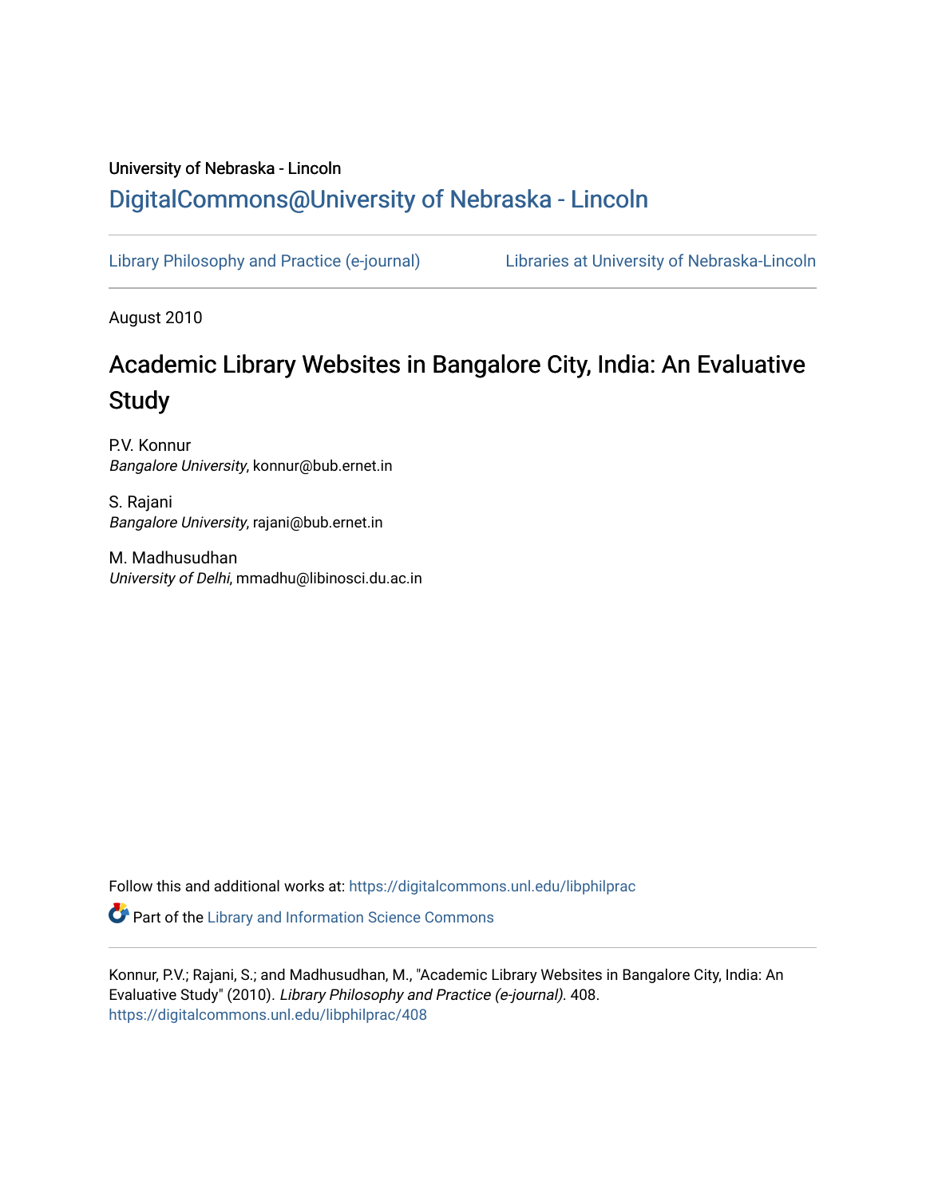University of Nebraska - Lincoln

# DigitalCommons@University of Nebraska - Lincoln

Library Philosophy and Practice (e-journal) | Libraries at University of Nebraska-Lincoln

August 2010

## Academic Library Websites in Bangalore City, India: An Evaluative Study

P.V. Konnur
*Bangalore University*, konnur@bub.ernet.in

S. Rajani
*Bangalore University*, rajani@bub.ernet.in

M. Madhusudhan
*University of Delhi*, mmadhu@libinosci.du.ac.in

Follow this and additional works at: https://digitalcommons.unl.edu/libphilprac

Part of the Library and Information Science Commons

Konnur, P.V.; Rajani, S.; and Madhusudhan, M., "Academic Library Websites in Bangalore City, India: An Evaluative Study" (2010). *Library Philosophy and Practice (e-journal)*. 408.
https://digitalcommons.unl.edu/libphilprac/408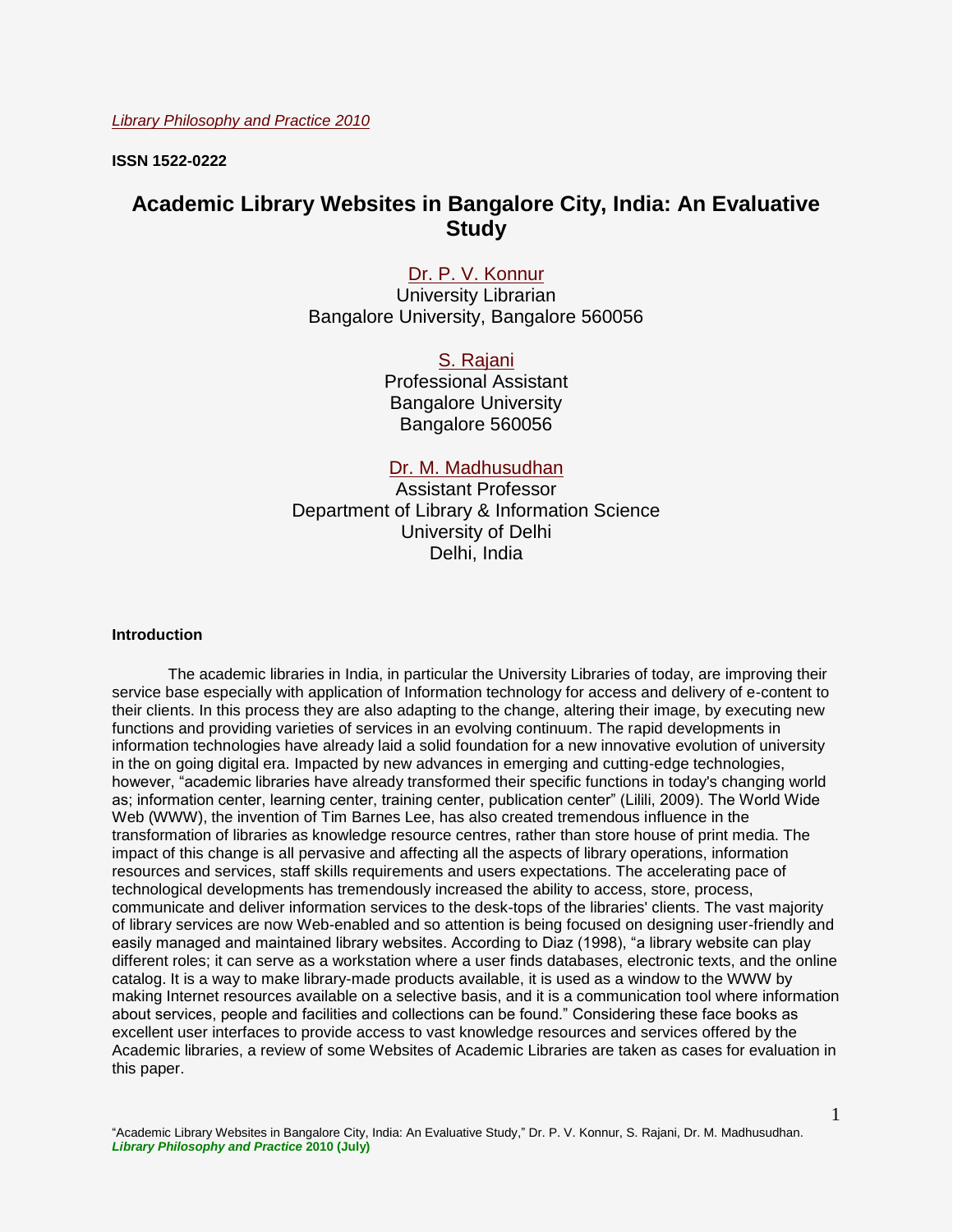*Library Philosophy and Practice 2010*

**ISSN 1522-0222**

# Academic Library Websites in Bangalore City, India: An Evaluative Study

Dr. P. V. Konnur
University Librarian
Bangalore University, Bangalore 560056

S. Rajani
Professional Assistant
Bangalore University
Bangalore 560056

Dr. M. Madhusudhan
Assistant Professor
Department of Library & Information Science
University of Delhi
Delhi, India

## Introduction

The academic libraries in India, in particular the University Libraries of today, are improving their service base especially with application of Information technology for access and delivery of e-content to their clients. In this process they are also adapting to the change, altering their image, by executing new functions and providing varieties of services in an evolving continuum. The rapid developments in information technologies have already laid a solid foundation for a new innovative evolution of university in the on going digital era. Impacted by new advances in emerging and cutting-edge technologies, however, "academic libraries have already transformed their specific functions in today's changing world as; information center, learning center, training center, publication center" (Lilili, 2009). The World Wide Web (WWW), the invention of Tim Barnes Lee, has also created tremendous influence in the transformation of libraries as knowledge resource centres, rather than store house of print media. The impact of this change is all pervasive and affecting all the aspects of library operations, information resources and services, staff skills requirements and users expectations. The accelerating pace of technological developments has tremendously increased the ability to access, store, process, communicate and deliver information services to the desk-tops of the libraries' clients. The vast majority of library services are now Web-enabled and so attention is being focused on designing user-friendly and easily managed and maintained library websites. According to Diaz (1998), "a library website can play different roles; it can serve as a workstation where a user finds databases, electronic texts, and the online catalog. It is a way to make library-made products available, it is used as a window to the WWW by making Internet resources available on a selective basis, and it is a communication tool where information about services, people and facilities and collections can be found." Considering these face books as excellent user interfaces to provide access to vast knowledge resources and services offered by the Academic libraries, a review of some Websites of Academic Libraries are taken as cases for evaluation in this paper.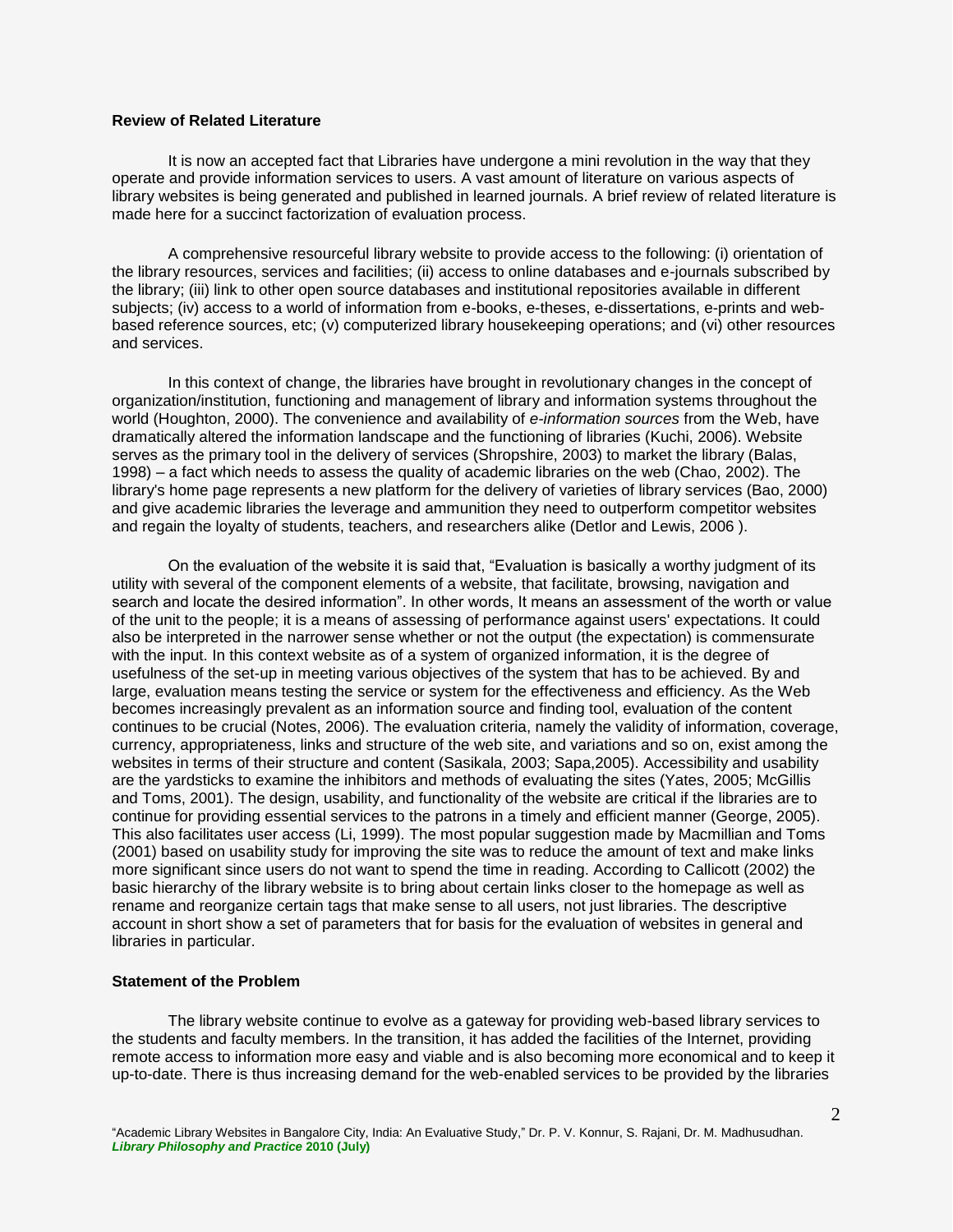**Review of Related Literature**

It is now an accepted fact that Libraries have undergone a mini revolution in the way that they operate and provide information services to users. A vast amount of literature on various aspects of library websites is being generated and published in learned journals. A brief review of related literature is made here for a succinct factorization of evaluation process.

A comprehensive resourceful library website to provide access to the following: (i) orientation of the library resources, services and facilities; (ii) access to online databases and e-journals subscribed by the library; (iii) link to other open source databases and institutional repositories available in different subjects; (iv) access to a world of information from e-books, e-theses, e-dissertations, e-prints and web-based reference sources, etc; (v) computerized library housekeeping operations; and (vi) other resources and services.

In this context of change, the libraries have brought in revolutionary changes in the concept of organization/institution, functioning and management of library and information systems throughout the world (Houghton, 2000). The convenience and availability of *e-information sources* from the Web, have dramatically altered the information landscape and the functioning of libraries (Kuchi, 2006). Website serves as the primary tool in the delivery of services (Shropshire, 2003) to market the library (Balas, 1998) – a fact which needs to assess the quality of academic libraries on the web (Chao, 2002). The library's home page represents a new platform for the delivery of varieties of library services (Bao, 2000) and give academic libraries the leverage and ammunition they need to outperform competitor websites and regain the loyalty of students, teachers, and researchers alike (Detlor and Lewis, 2006 ).

On the evaluation of the website it is said that, “Evaluation is basically a worthy judgment of its utility with several of the component elements of a website, that facilitate, browsing, navigation and search and locate the desired information”. In other words, It means an assessment of the worth or value of the unit to the people; it is a means of assessing of performance against users' expectations. It could also be interpreted in the narrower sense whether or not the output (the expectation) is commensurate with the input. In this context website as of a system of organized information, it is the degree of usefulness of the set-up in meeting various objectives of the system that has to be achieved. By and large, evaluation means testing the service or system for the effectiveness and efficiency. As the Web becomes increasingly prevalent as an information source and finding tool, evaluation of the content continues to be crucial (Notes, 2006). The evaluation criteria, namely the validity of information, coverage, currency, appropriateness, links and structure of the web site, and variations and so on, exist among the websites in terms of their structure and content (Sasikala, 2003; Sapa,2005). Accessibility and usability are the yardsticks to examine the inhibitors and methods of evaluating the sites (Yates, 2005; McGillis and Toms, 2001). The design, usability, and functionality of the website are critical if the libraries are to continue for providing essential services to the patrons in a timely and efficient manner (George, 2005). This also facilitates user access (Li, 1999). The most popular suggestion made by Macmillian and Toms (2001) based on usability study for improving the site was to reduce the amount of text and make links more significant since users do not want to spend the time in reading. According to Callicott (2002) the basic hierarchy of the library website is to bring about certain links closer to the homepage as well as rename and reorganize certain tags that make sense to all users, not just libraries. The descriptive account in short show a set of parameters that for basis for the evaluation of websites in general and libraries in particular.

**Statement of the Problem**

The library website continue to evolve as a gateway for providing web-based library services to the students and faculty members. In the transition, it has added the facilities of the Internet, providing remote access to information more easy and viable and is also becoming more economical and to keep it up-to-date. There is thus increasing demand for the web-enabled services to be provided by the libraries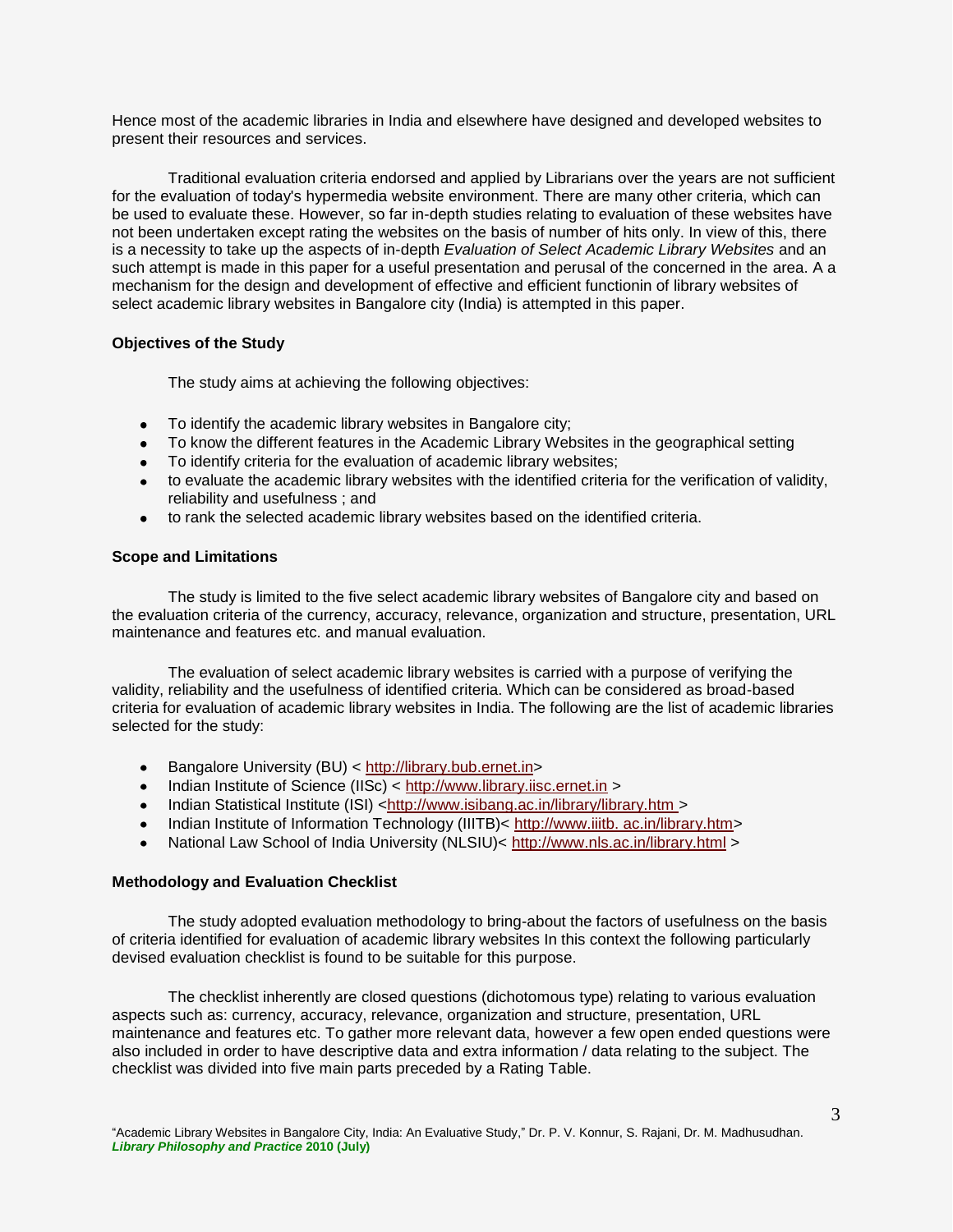Hence most of the academic libraries in India and elsewhere have designed and developed websites to present their resources and services.

Traditional evaluation criteria endorsed and applied by Librarians over the years are not sufficient for the evaluation of today's hypermedia website environment. There are many other criteria, which can be used to evaluate these. However, so far in-depth studies relating to evaluation of these websites have not been undertaken except rating the websites on the basis of number of hits only. In view of this, there is a necessity to take up the aspects of in-depth *Evaluation of Select Academic Library Websites* and an such attempt is made in this paper for a useful presentation and perusal of the concerned in the area. A a mechanism for the design and development of effective and efficient functionin of library websites of select academic library websites in Bangalore city (India) is attempted in this paper.

**Objectives of the Study**

The study aims at achieving the following objectives:

- To identify the academic library websites in Bangalore city;
- To know the different features in the Academic Library Websites in the geographical setting
- To identify criteria for the evaluation of academic library websites;
- to evaluate the academic library websites with the identified criteria for the verification of validity, reliability and usefulness ; and
- to rank the selected academic library websites based on the identified criteria.

**Scope and Limitations**

The study is limited to the five select academic library websites of Bangalore city and based on the evaluation criteria of the currency, accuracy, relevance, organization and structure, presentation, URL maintenance and features etc. and manual evaluation.

The evaluation of select academic library websites is carried with a purpose of verifying the validity, reliability and the usefulness of identified criteria. Which can be considered as broad-based criteria for evaluation of academic library websites in India. The following are the list of academic libraries selected for the study:

- Bangalore University (BU) < http://library.bub.ernet.in>
- Indian Institute of Science (IISc) < http://www.library.iisc.ernet.in >
- Indian Statistical Institute (ISI) <http://www.isibang.ac.in/library/library.htm >
- Indian Institute of Information Technology (IIITB)< http://www.iiitb. ac.in/library.htm>
- National Law School of India University (NLSIU)< http://www.nls.ac.in/library.html >

**Methodology and Evaluation Checklist**

The study adopted evaluation methodology to bring-about the factors of usefulness on the basis of criteria identified for evaluation of academic library websites In this context the following particularly devised evaluation checklist is found to be suitable for this purpose.

The checklist inherently are closed questions (dichotomous type) relating to various evaluation aspects such as: currency, accuracy, relevance, organization and structure, presentation, URL maintenance and features etc. To gather more relevant data, however a few open ended questions were also included in order to have descriptive data and extra information / data relating to the subject. The checklist was divided into five main parts preceded by a Rating Table.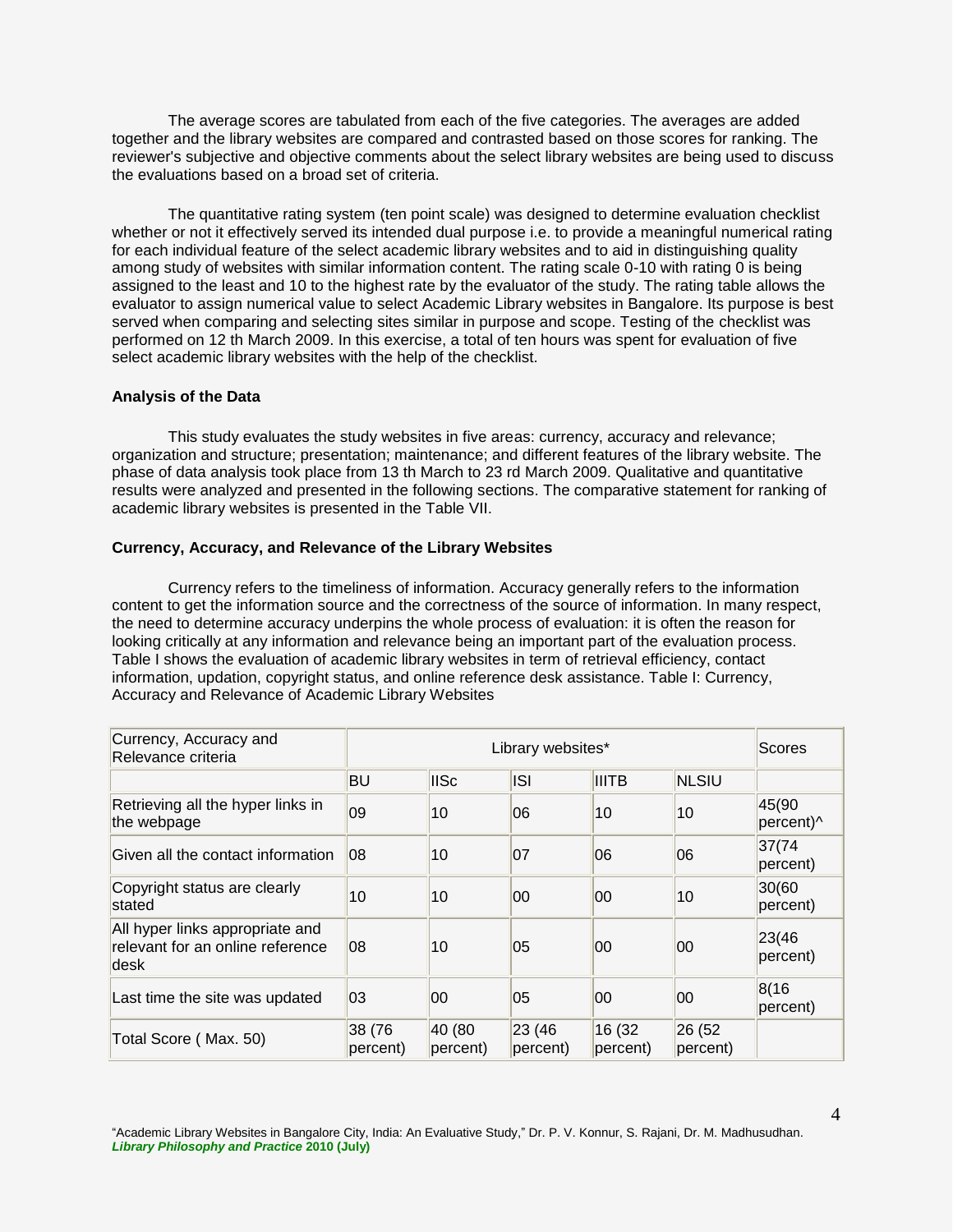The average scores are tabulated from each of the five categories. The averages are added together and the library websites are compared and contrasted based on those scores for ranking. The reviewer's subjective and objective comments about the select library websites are being used to discuss the evaluations based on a broad set of criteria.

The quantitative rating system (ten point scale) was designed to determine evaluation checklist whether or not it effectively served its intended dual purpose i.e. to provide a meaningful numerical rating for each individual feature of the select academic library websites and to aid in distinguishing quality among study of websites with similar information content. The rating scale 0-10 with rating 0 is being assigned to the least and 10 to the highest rate by the evaluator of the study. The rating table allows the evaluator to assign numerical value to select Academic Library websites in Bangalore. Its purpose is best served when comparing and selecting sites similar in purpose and scope. Testing of the checklist was performed on 12 th March 2009. In this exercise, a total of ten hours was spent for evaluation of five select academic library websites with the help of the checklist.

### Analysis of the Data

This study evaluates the study websites in five areas: currency, accuracy and relevance; organization and structure; presentation; maintenance; and different features of the library website. The phase of data analysis took place from 13 th March to 23 rd March 2009. Qualitative and quantitative results were analyzed and presented in the following sections. The comparative statement for ranking of academic library websites is presented in the Table VII.

### Currency, Accuracy, and Relevance of the Library Websites

Currency refers to the timeliness of information. Accuracy generally refers to the information content to get the information source and the correctness of the source of information. In many respect, the need to determine accuracy underpins the whole process of evaluation: it is often the reason for looking critically at any information and relevance being an important part of the evaluation process. Table I shows the evaluation of academic library websites in term of retrieval efficiency, contact information, updation, copyright status, and online reference desk assistance. Table I: Currency, Accuracy and Relevance of Academic Library Websites

| Currency, Accuracy and Relevance criteria | Library websites* | | | | | Scores |
|---|---|---|---|---|---|---|
| | BU | IISc | ISI | IIITB | NLSIU | |
| Retrieving all the hyper links in the webpage | 09 | 10 | 06 | 10 | 10 | 45(90 percent)^ |
| Given all the contact information | 08 | 10 | 07 | 06 | 06 | 37(74 percent) |
| Copyright status are clearly stated | 10 | 10 | 00 | 00 | 10 | 30(60 percent) |
| All hyper links appropriate and relevant for an online reference desk | 08 | 10 | 05 | 00 | 00 | 23(46 percent) |
| Last time the site was updated | 03 | 00 | 05 | 00 | 00 | 8(16 percent) |
| Total Score ( Max. 50) | 38 (76 percent) | 40 (80 percent) | 23 (46 percent) | 16 (32 percent) | 26 (52 percent) | |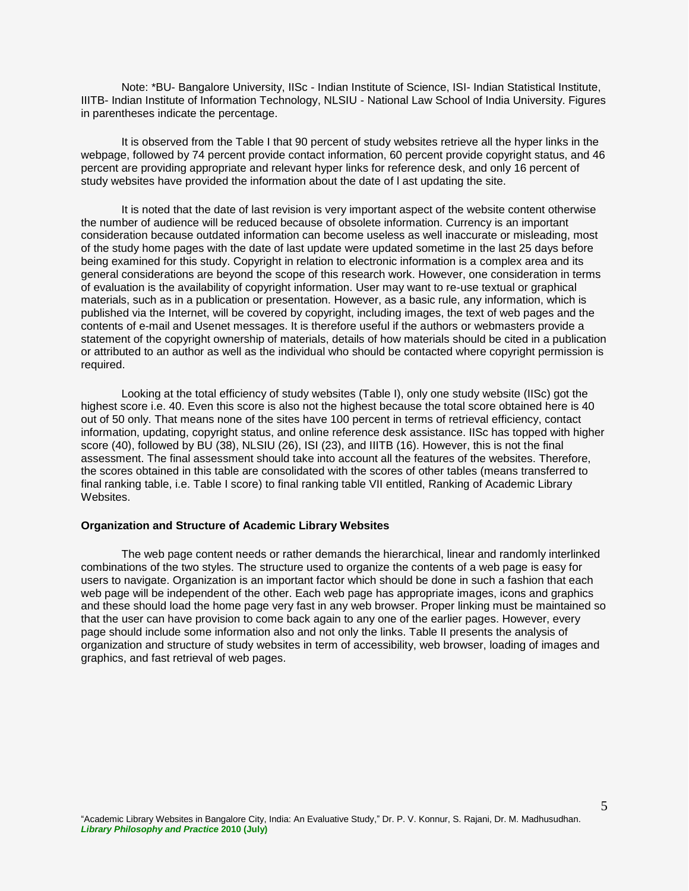Note: *BU- Bangalore University, IISc - Indian Institute of Science, ISI- Indian Statistical Institute, IIITB- Indian Institute of Information Technology, NLSIU - National Law School of India University. Figures in parentheses indicate the percentage.

It is observed from the Table I that 90 percent of study websites retrieve all the hyper links in the webpage, followed by 74 percent provide contact information, 60 percent provide copyright status, and 46 percent are providing appropriate and relevant hyper links for reference desk, and only 16 percent of study websites have provided the information about the date of l ast updating the site.

It is noted that the date of last revision is very important aspect of the website content otherwise the number of audience will be reduced because of obsolete information. Currency is an important consideration because outdated information can become useless as well inaccurate or misleading, most of the study home pages with the date of last update were updated sometime in the last 25 days before being examined for this study. Copyright in relation to electronic information is a complex area and its general considerations are beyond the scope of this research work. However, one consideration in terms of evaluation is the availability of copyright information. User may want to re-use textual or graphical materials, such as in a publication or presentation. However, as a basic rule, any information, which is published via the Internet, will be covered by copyright, including images, the text of web pages and the contents of e-mail and Usenet messages. It is therefore useful if the authors or webmasters provide a statement of the copyright ownership of materials, details of how materials should be cited in a publication or attributed to an author as well as the individual who should be contacted where copyright permission is required.

Looking at the total efficiency of study websites (Table I), only one study website (IISc) got the highest score i.e. 40. Even this score is also not the highest because the total score obtained here is 40 out of 50 only. That means none of the sites have 100 percent in terms of retrieval efficiency, contact information, updating, copyright status, and online reference desk assistance. IISc has topped with higher score (40), followed by BU (38), NLSIU (26), ISI (23), and IIITB (16). However, this is not the final assessment. The final assessment should take into account all the features of the websites. Therefore, the scores obtained in this table are consolidated with the scores of other tables (means transferred to final ranking table, i.e. Table I score) to final ranking table VII entitled, Ranking of Academic Library Websites.

**Organization and Structure of Academic Library Websites**

The web page content needs or rather demands the hierarchical, linear and randomly interlinked combinations of the two styles. The structure used to organize the contents of a web page is easy for users to navigate. Organization is an important factor which should be done in such a fashion that each web page will be independent of the other. Each web page has appropriate images, icons and graphics and these should load the home page very fast in any web browser. Proper linking must be maintained so that the user can have provision to come back again to any one of the earlier pages. However, every page should include some information also and not only the links. Table II presents the analysis of organization and structure of study websites in term of accessibility, web browser, loading of images and graphics, and fast retrieval of web pages.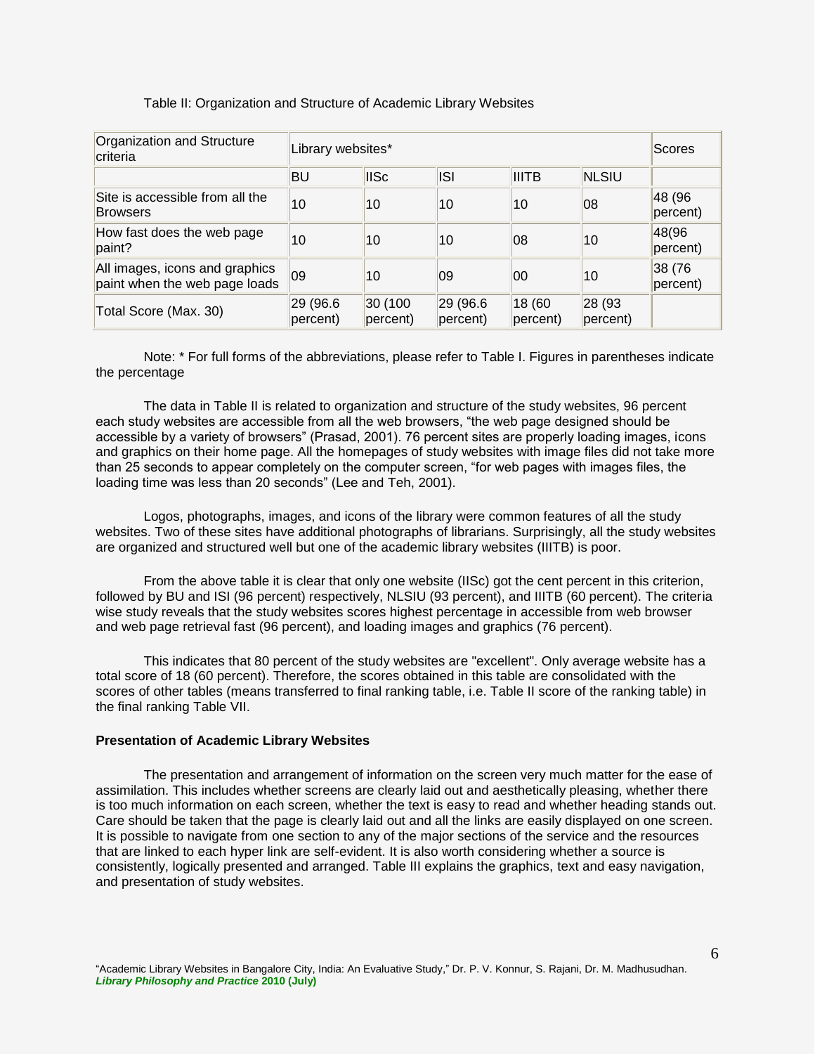Table II: Organization and Structure of Academic Library Websites

| Organization and Structure criteria | Library websites* | | | | | Scores |
|---|---|---|---|---|---|---|
| | BU | IISc | ISI | IIITB | NLSIU | |
| Site is accessible from all the Browsers | 10 | 10 | 10 | 10 | 08 | 48 (96 percent) |
| How fast does the web page paint? | 10 | 10 | 10 | 08 | 10 | 48(96 percent) |
| All images, icons and graphics paint when the web page loads | 09 | 10 | 09 | 00 | 10 | 38 (76 percent) |
| Total Score (Max. 30) | 29 (96.6 percent) | 30 (100 percent) | 29 (96.6 percent) | 18 (60 percent) | 28 (93 percent) | |

Note: * For full forms of the abbreviations, please refer to Table I. Figures in parentheses indicate the percentage

The data in Table II is related to organization and structure of the study websites, 96 percent each study websites are accessible from all the web browsers, "the web page designed should be accessible by a variety of browsers" (Prasad, 2001). 76 percent sites are properly loading images, icons and graphics on their home page. All the homepages of study websites with image files did not take more than 25 seconds to appear completely on the computer screen, "for web pages with images files, the loading time was less than 20 seconds" (Lee and Teh, 2001).

Logos, photographs, images, and icons of the library were common features of all the study websites. Two of these sites have additional photographs of librarians. Surprisingly, all the study websites are organized and structured well but one of the academic library websites (IIITB) is poor.

From the above table it is clear that only one website (IISc) got the cent percent in this criterion, followed by BU and ISI (96 percent) respectively, NLSIU (93 percent), and IIITB (60 percent). The criteria wise study reveals that the study websites scores highest percentage in accessible from web browser and web page retrieval fast (96 percent), and loading images and graphics (76 percent).

This indicates that 80 percent of the study websites are "excellent". Only average website has a total score of 18 (60 percent). Therefore, the scores obtained in this table are consolidated with the scores of other tables (means transferred to final ranking table, i.e. Table II score of the ranking table) in the final ranking Table VII.

**Presentation of Academic Library Websites**

The presentation and arrangement of information on the screen very much matter for the ease of assimilation. This includes whether screens are clearly laid out and aesthetically pleasing, whether there is too much information on each screen, whether the text is easy to read and whether heading stands out. Care should be taken that the page is clearly laid out and all the links are easily displayed on one screen. It is possible to navigate from one section to any of the major sections of the service and the resources that are linked to each hyper link are self-evident. It is also worth considering whether a source is consistently, logically presented and arranged. Table III explains the graphics, text and easy navigation, and presentation of study websites.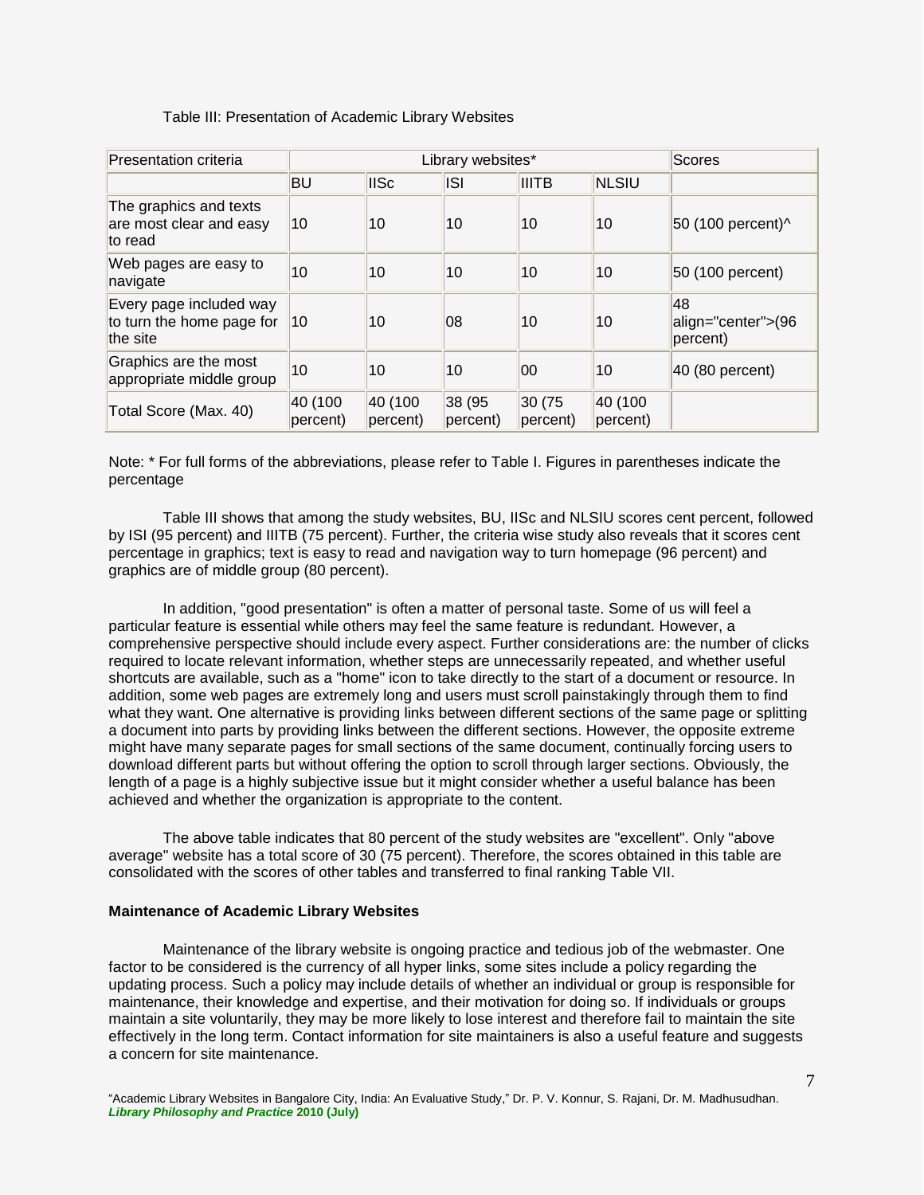Table III: Presentation of Academic Library Websites

| Presentation criteria | Library websites* | | | | | Scores |
|---|---|---|---|---|---|---|
| | BU | IISc | ISI | IIITB | NLSIU | |
| The graphics and texts are most clear and easy to read | 10 | 10 | 10 | 10 | 10 | 50 (100 percent)^ |
| Web pages are easy to navigate | 10 | 10 | 10 | 10 | 10 | 50 (100 percent) |
| Every page included way to turn the home page for the site | 10 | 10 | 08 | 10 | 10 | 48 align="center">(96 percent) |
| Graphics are the most appropriate middle group | 10 | 10 | 10 | 00 | 10 | 40 (80 percent) |
| Total Score (Max. 40) | 40 (100 percent) | 40 (100 percent) | 38 (95 percent) | 30 (75 percent) | 40 (100 percent) | |

Note: * For full forms of the abbreviations, please refer to Table I. Figures in parentheses indicate the percentage

Table III shows that among the study websites, BU, IISc and NLSIU scores cent percent, followed by ISI (95 percent) and IIITB (75 percent). Further, the criteria wise study also reveals that it scores cent percentage in graphics; text is easy to read and navigation way to turn homepage (96 percent) and graphics are of middle group (80 percent).

In addition, "good presentation" is often a matter of personal taste. Some of us will feel a particular feature is essential while others may feel the same feature is redundant. However, a comprehensive perspective should include every aspect. Further considerations are: the number of clicks required to locate relevant information, whether steps are unnecessarily repeated, and whether useful shortcuts are available, such as a "home" icon to take directly to the start of a document or resource. In addition, some web pages are extremely long and users must scroll painstakingly through them to find what they want. One alternative is providing links between different sections of the same page or splitting a document into parts by providing links between the different sections. However, the opposite extreme might have many separate pages for small sections of the same document, continually forcing users to download different parts but without offering the option to scroll through larger sections. Obviously, the length of a page is a highly subjective issue but it might consider whether a useful balance has been achieved and whether the organization is appropriate to the content.

The above table indicates that 80 percent of the study websites are "excellent". Only "above average" website has a total score of 30 (75 percent). Therefore, the scores obtained in this table are consolidated with the scores of other tables and transferred to final ranking Table VII.

**Maintenance of Academic Library Websites**

Maintenance of the library website is ongoing practice and tedious job of the webmaster. One factor to be considered is the currency of all hyper links, some sites include a policy regarding the updating process. Such a policy may include details of whether an individual or group is responsible for maintenance, their knowledge and expertise, and their motivation for doing so. If individuals or groups maintain a site voluntarily, they may be more likely to lose interest and therefore fail to maintain the site effectively in the long term. Contact information for site maintainers is also a useful feature and suggests a concern for site maintenance.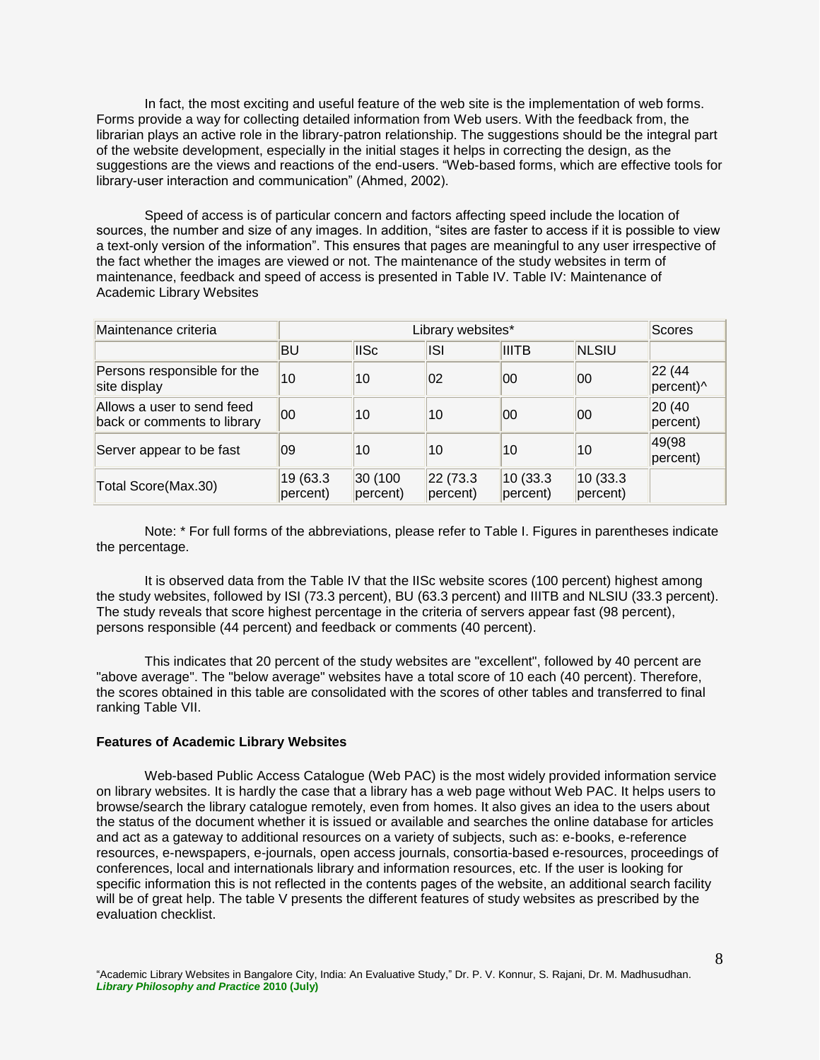In fact, the most exciting and useful feature of the web site is the implementation of web forms. Forms provide a way for collecting detailed information from Web users. With the feedback from, the librarian plays an active role in the library-patron relationship. The suggestions should be the integral part of the website development, especially in the initial stages it helps in correcting the design, as the suggestions are the views and reactions of the end-users. “Web-based forms, which are effective tools for library-user interaction and communication” (Ahmed, 2002).

Speed of access is of particular concern and factors affecting speed include the location of sources, the number and size of any images. In addition, “sites are faster to access if it is possible to view a text-only version of the information”. This ensures that pages are meaningful to any user irrespective of the fact whether the images are viewed or not. The maintenance of the study websites in term of maintenance, feedback and speed of access is presented in Table IV. Table IV: Maintenance of Academic Library Websites

| Maintenance criteria | Library websites* | | | | | Scores |
|---|---|---|---|---|---|---|
| | BU | IISc | ISI | IIITB | NLSIU | |
| Persons responsible for the site display | 10 | 10 | 02 | 00 | 00 | 22 (44 percent)^ |
| Allows a user to send feed back or comments to library | 00 | 10 | 10 | 00 | 00 | 20 (40 percent) |
| Server appear to be fast | 09 | 10 | 10 | 10 | 10 | 49(98 percent) |
| Total Score(Max.30) | 19 (63.3 percent) | 30 (100 percent) | 22 (73.3 percent) | 10 (33.3 percent) | 10 (33.3 percent) | |

Note: * For full forms of the abbreviations, please refer to Table I. Figures in parentheses indicate the percentage.

It is observed data from the Table IV that the IISc website scores (100 percent) highest among the study websites, followed by ISI (73.3 percent), BU (63.3 percent) and IIITB and NLSIU (33.3 percent). The study reveals that score highest percentage in the criteria of servers appear fast (98 percent), persons responsible (44 percent) and feedback or comments (40 percent).

This indicates that 20 percent of the study websites are "excellent", followed by 40 percent are "above average". The "below average" websites have a total score of 10 each (40 percent). Therefore, the scores obtained in this table are consolidated with the scores of other tables and transferred to final ranking Table VII.

**Features of Academic Library Websites**

Web-based Public Access Catalogue (Web PAC) is the most widely provided information service on library websites. It is hardly the case that a library has a web page without Web PAC. It helps users to browse/search the library catalogue remotely, even from homes. It also gives an idea to the users about the status of the document whether it is issued or available and searches the online database for articles and act as a gateway to additional resources on a variety of subjects, such as: e-books, e-reference resources, e-newspapers, e-journals, open access journals, consortia-based e-resources, proceedings of conferences, local and internationals library and information resources, etc. If the user is looking for specific information this is not reflected in the contents pages of the website, an additional search facility will be of great help. The table V presents the different features of study websites as prescribed by the evaluation checklist.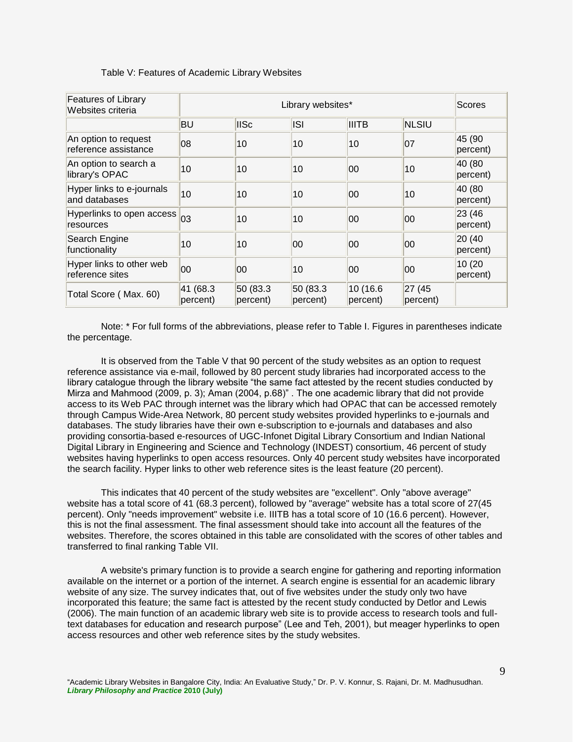Table V: Features of Academic Library Websites

| Features of Library Websites criteria | Library websites* | | | | | Scores |
|---|---|---|---|---|---|---|
| | BU | IISc | ISI | IIITB | NLSIU | |
| An option to request reference assistance | 08 | 10 | 10 | 10 | 07 | 45 (90 percent) |
| An option to search a library's OPAC | 10 | 10 | 10 | 00 | 10 | 40 (80 percent) |
| Hyper links to e-journals and databases | 10 | 10 | 10 | 00 | 10 | 40 (80 percent) |
| Hyperlinks to open access resources | 03 | 10 | 10 | 00 | 00 | 23 (46 percent) |
| Search Engine functionality | 10 | 10 | 00 | 00 | 00 | 20 (40 percent) |
| Hyper links to other web reference sites | 00 | 00 | 10 | 00 | 00 | 10 (20 percent) |
| Total Score ( Max. 60) | 41 (68.3 percent) | 50 (83.3 percent) | 50 (83.3 percent) | 10 (16.6 percent) | 27 (45 percent) | |

Note: * For full forms of the abbreviations, please refer to Table I. Figures in parentheses indicate the percentage.

It is observed from the Table V that 90 percent of the study websites as an option to request reference assistance via e-mail, followed by 80 percent study libraries had incorporated access to the library catalogue through the library website "the same fact attested by the recent studies conducted by Mirza and Mahmood (2009, p. 3); Aman (2004, p.68)" . The one academic library that did not provide access to its Web PAC through internet was the library which had OPAC that can be accessed remotely through Campus Wide-Area Network, 80 percent study websites provided hyperlinks to e-journals and databases. The study libraries have their own e-subscription to e-journals and databases and also providing consortia-based e-resources of UGC-Infonet Digital Library Consortium and Indian National Digital Library in Engineering and Science and Technology (INDEST) consortium, 46 percent of study websites having hyperlinks to open access resources. Only 40 percent study websites have incorporated the search facility. Hyper links to other web reference sites is the least feature (20 percent).

This indicates that 40 percent of the study websites are "excellent". Only "above average" website has a total score of 41 (68.3 percent), followed by "average" website has a total score of 27(45 percent). Only "needs improvement" website i.e. IIITB has a total score of 10 (16.6 percent). However, this is not the final assessment. The final assessment should take into account all the features of the websites. Therefore, the scores obtained in this table are consolidated with the scores of other tables and transferred to final ranking Table VII.

A website's primary function is to provide a search engine for gathering and reporting information available on the internet or a portion of the internet. A search engine is essential for an academic library website of any size. The survey indicates that, out of five websites under the study only two have incorporated this feature; the same fact is attested by the recent study conducted by Detlor and Lewis (2006). The main function of an academic library web site is to provide access to research tools and full-text databases for education and research purpose" (Lee and Teh, 2001), but meager hyperlinks to open access resources and other web reference sites by the study websites.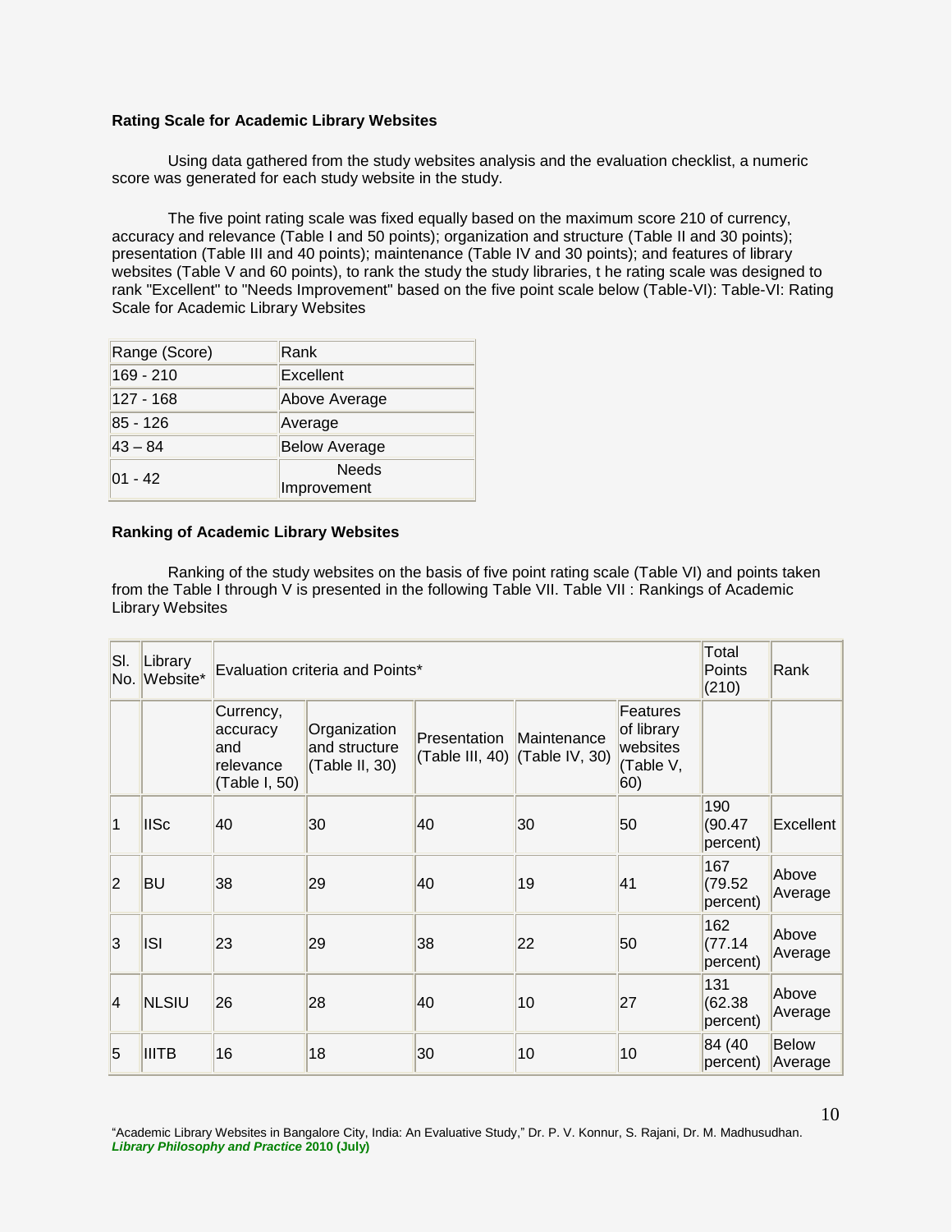**Rating Scale for Academic Library Websites**

Using data gathered from the study websites analysis and the evaluation checklist, a numeric score was generated for each study website in the study.

The five point rating scale was fixed equally based on the maximum score 210 of currency, accuracy and relevance (Table I and 50 points); organization and structure (Table II and 30 points); presentation (Table III and 40 points); maintenance (Table IV and 30 points); and features of library websites (Table V and 60 points), to rank the study the study libraries, t he rating scale was designed to rank "Excellent" to "Needs Improvement" based on the five point scale below (Table-VI): Table-VI: Rating Scale for Academic Library Websites

| Range (Score) | Rank |
|---|---|
| 169 - 210 | Excellent |
| 127 - 168 | Above Average |
| 85 - 126 | Average |
| 43 – 84 | Below Average |
| 01 - 42 | Needs Improvement |

**Ranking of Academic Library Websites**

Ranking of the study websites on the basis of five point rating scale (Table VI) and points taken from the Table I through V is presented in the following Table VII. Table VII : Rankings of Academic Library Websites

| Sl. No. | Library Website* | Evaluation criteria and Points* | | | | | Total Points (210) | Rank |
|---|---|---|---|---|---|---|---|---|
| | | Currency, accuracy and relevance (Table I, 50) | Organization and structure (Table II, 30) | Presentation (Table III, 40) | Maintenance (Table IV, 30) | Features of library websites (Table V, 60) | | |
| 1 | IISc | 40 | 30 | 40 | 30 | 50 | 190 (90.47 percent) | Excellent |
| 2 | BU | 38 | 29 | 40 | 19 | 41 | 167 (79.52 percent) | Above Average |
| 3 | ISI | 23 | 29 | 38 | 22 | 50 | 162 (77.14 percent) | Above Average |
| 4 | NLSIU | 26 | 28 | 40 | 10 | 27 | 131 (62.38 percent) | Above Average |
| 5 | IIITB | 16 | 18 | 30 | 10 | 10 | 84 (40 percent) | Below Average |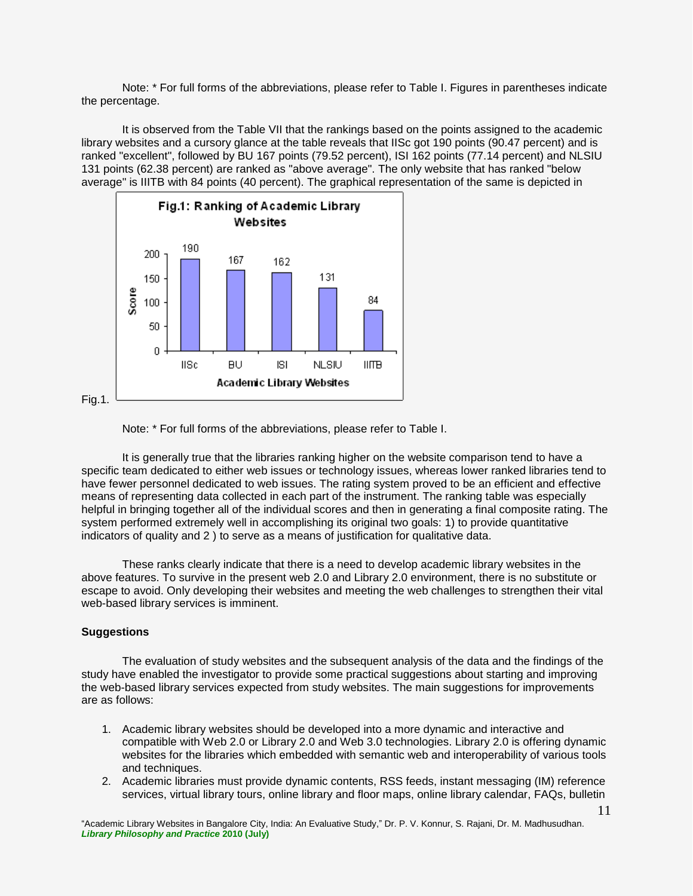Note: * For full forms of the abbreviations, please refer to Table I. Figures in parentheses indicate the percentage.

It is observed from the Table VII that the rankings based on the points assigned to the academic library websites and a cursory glance at the table reveals that IISc got 190 points (90.47 percent) and is ranked "excellent", followed by BU 167 points (79.52 percent), ISI 162 points (77.14 percent) and NLSIU 131 points (62.38 percent) are ranked as "above average". The only website that has ranked "below average" is IIITB with 84 points (40 percent). The graphical representation of the same is depicted in

Fig.1.

Note: * For full forms of the abbreviations, please refer to Table I.

It is generally true that the libraries ranking higher on the website comparison tend to have a specific team dedicated to either web issues or technology issues, whereas lower ranked libraries tend to have fewer personnel dedicated to web issues. The rating system proved to be an efficient and effective means of representing data collected in each part of the instrument. The ranking table was especially helpful in bringing together all of the individual scores and then in generating a final composite rating. The system performed extremely well in accomplishing its original two goals: 1) to provide quantitative indicators of quality and 2 ) to serve as a means of justification for qualitative data.

These ranks clearly indicate that there is a need to develop academic library websites in the above features. To survive in the present web 2.0 and Library 2.0 environment, there is no substitute or escape to avoid. Only developing their websites and meeting the web challenges to strengthen their vital web-based library services is imminent.

**Suggestions**

The evaluation of study websites and the subsequent analysis of the data and the findings of the study have enabled the investigator to provide some practical suggestions about starting and improving the web-based library services expected from study websites. The main suggestions for improvements are as follows:

1. Academic library websites should be developed into a more dynamic and interactive and compatible with Web 2.0 or Library 2.0 and Web 3.0 technologies. Library 2.0 is offering dynamic websites for the libraries which embedded with semantic web and interoperability of various tools and techniques.
2. Academic libraries must provide dynamic contents, RSS feeds, instant messaging (IM) reference services, virtual library tours, online library and floor maps, online library calendar, FAQs, bulletin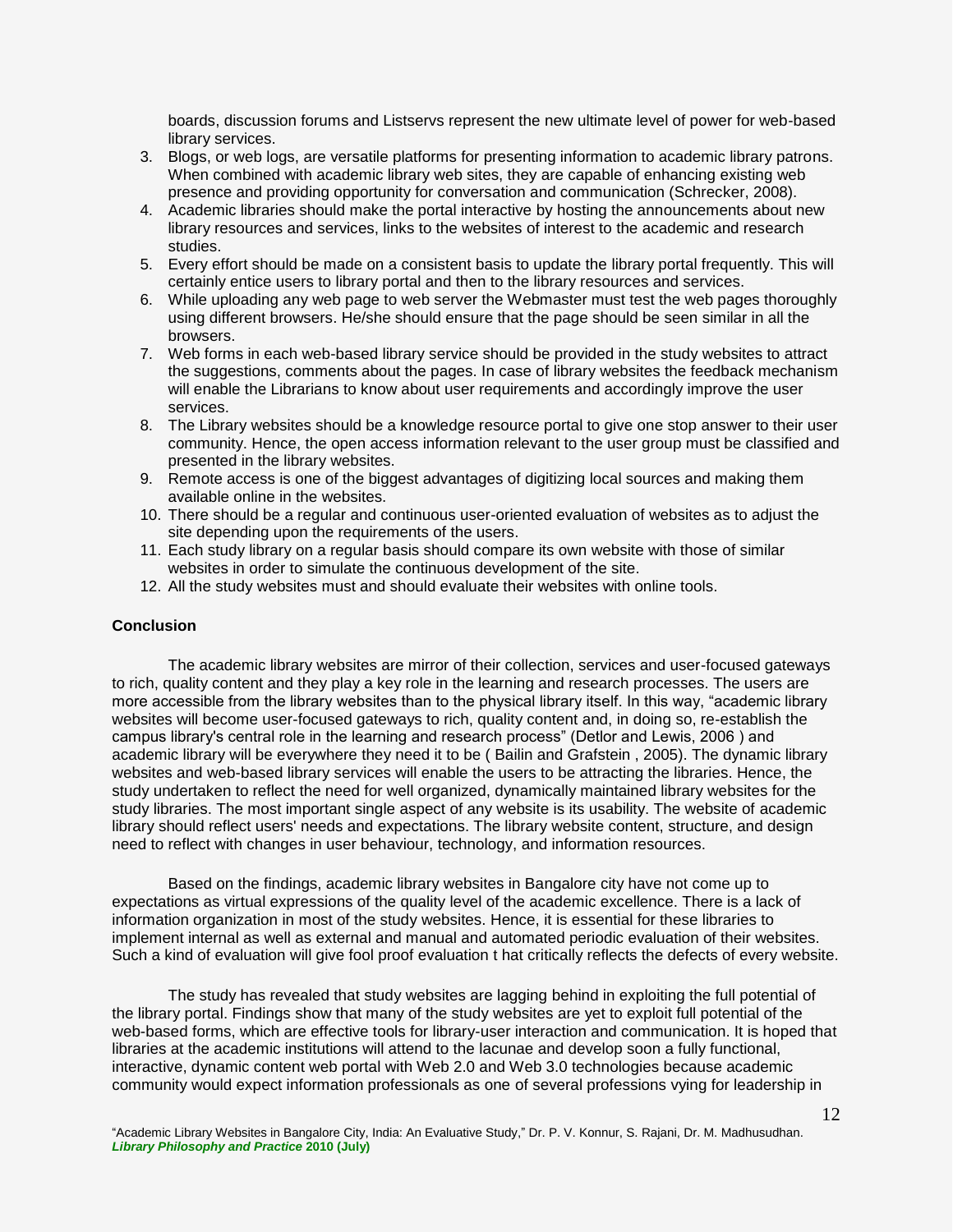boards, discussion forums and Listservs represent the new ultimate level of power for web-based library services.

3. Blogs, or web logs, are versatile platforms for presenting information to academic library patrons. When combined with academic library web sites, they are capable of enhancing existing web presence and providing opportunity for conversation and communication (Schrecker, 2008).
4. Academic libraries should make the portal interactive by hosting the announcements about new library resources and services, links to the websites of interest to the academic and research studies.
5. Every effort should be made on a consistent basis to update the library portal frequently. This will certainly entice users to library portal and then to the library resources and services.
6. While uploading any web page to web server the Webmaster must test the web pages thoroughly using different browsers. He/she should ensure that the page should be seen similar in all the browsers.
7. Web forms in each web-based library service should be provided in the study websites to attract the suggestions, comments about the pages. In case of library websites the feedback mechanism will enable the Librarians to know about user requirements and accordingly improve the user services.
8. The Library websites should be a knowledge resource portal to give one stop answer to their user community. Hence, the open access information relevant to the user group must be classified and presented in the library websites.
9. Remote access is one of the biggest advantages of digitizing local sources and making them available online in the websites.
10. There should be a regular and continuous user-oriented evaluation of websites as to adjust the site depending upon the requirements of the users.
11. Each study library on a regular basis should compare its own website with those of similar websites in order to simulate the continuous development of the site.
12. All the study websites must and should evaluate their websites with online tools.

## Conclusion

The academic library websites are mirror of their collection, services and user-focused gateways to rich, quality content and they play a key role in the learning and research processes. The users are more accessible from the library websites than to the physical library itself. In this way, "academic library websites will become user-focused gateways to rich, quality content and, in doing so, re-establish the campus library's central role in the learning and research process" (Detlor and Lewis, 2006 ) and academic library will be everywhere they need it to be ( Bailin and Grafstein , 2005). The dynamic library websites and web-based library services will enable the users to be attracting the libraries. Hence, the study undertaken to reflect the need for well organized, dynamically maintained library websites for the study libraries. The most important single aspect of any website is its usability. The website of academic library should reflect users' needs and expectations. The library website content, structure, and design need to reflect with changes in user behaviour, technology, and information resources.

Based on the findings, academic library websites in Bangalore city have not come up to expectations as virtual expressions of the quality level of the academic excellence. There is a lack of information organization in most of the study websites. Hence, it is essential for these libraries to implement internal as well as external and manual and automated periodic evaluation of their websites. Such a kind of evaluation will give fool proof evaluation t hat critically reflects the defects of every website.

The study has revealed that study websites are lagging behind in exploiting the full potential of the library portal. Findings show that many of the study websites are yet to exploit full potential of the web-based forms, which are effective tools for library-user interaction and communication. It is hoped that libraries at the academic institutions will attend to the lacunae and develop soon a fully functional, interactive, dynamic content web portal with Web 2.0 and Web 3.0 technologies because academic community would expect information professionals as one of several professions vying for leadership in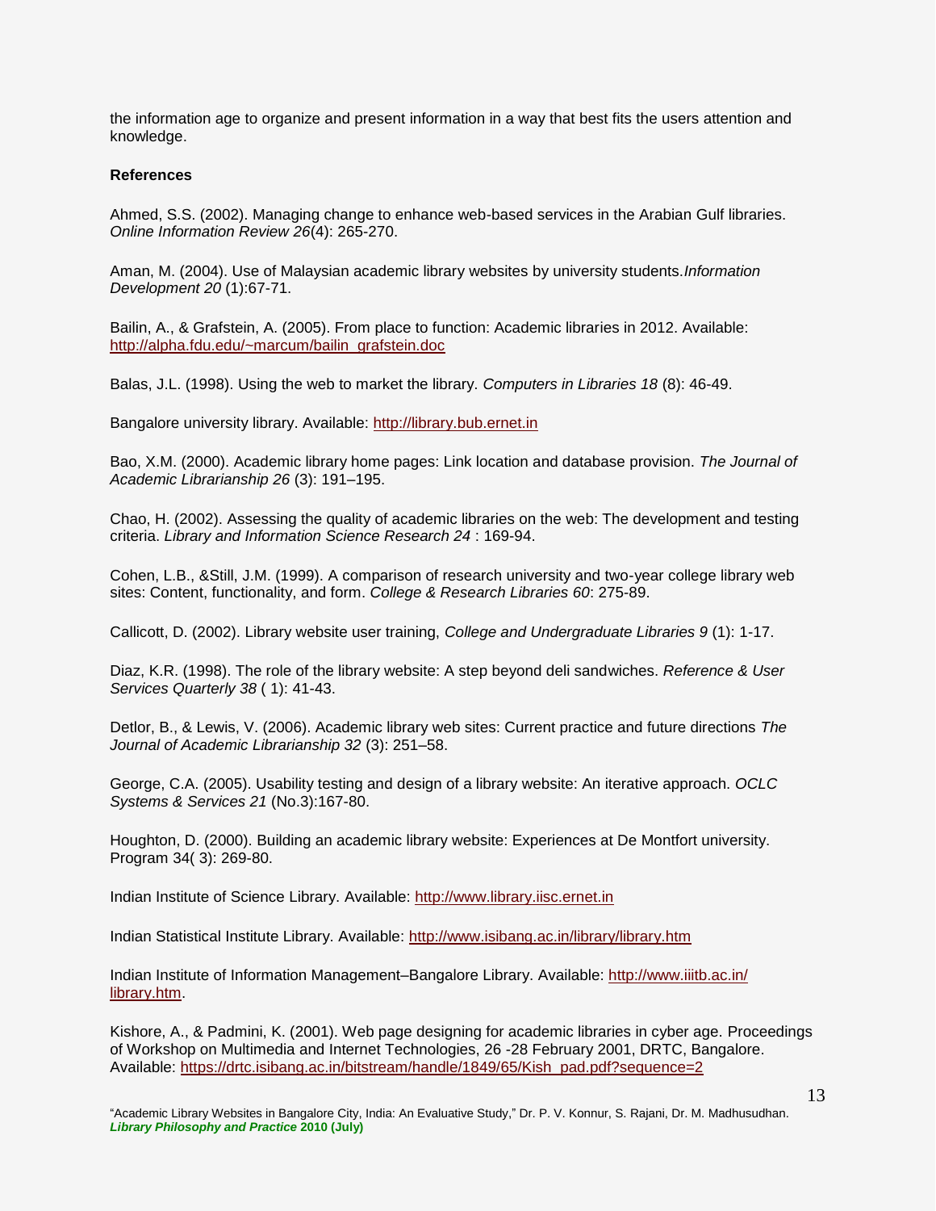the information age to organize and present information in a way that best fits the users attention and knowledge.

**References**

Ahmed, S.S. (2002). Managing change to enhance web-based services in the Arabian Gulf libraries. *Online Information Review 26*(4): 265-270.

Aman, M. (2004). Use of Malaysian academic library websites by university students.*Information Development 20* (1):67-71.

Bailin, A., & Grafstein, A. (2005). From place to function: Academic libraries in 2012. Available: http://alpha.fdu.edu/~marcum/bailin_grafstein.doc

Balas, J.L. (1998). Using the web to market the library. *Computers in Libraries 18* (8): 46-49.

Bangalore university library. Available: http://library.bub.ernet.in

Bao, X.M. (2000). Academic library home pages: Link location and database provision. *The Journal of Academic Librarianship 26* (3): 191–195.

Chao, H. (2002). Assessing the quality of academic libraries on the web: The development and testing criteria. *Library and Information Science Research 24* : 169-94.

Cohen, L.B., &Still, J.M. (1999). A comparison of research university and two-year college library web sites: Content, functionality, and form. *College & Research Libraries 60*: 275-89.

Callicott, D. (2002). Library website user training, *College and Undergraduate Libraries 9* (1): 1-17.

Diaz, K.R. (1998). The role of the library website: A step beyond deli sandwiches. *Reference & User Services Quarterly 38* ( 1): 41-43.

Detlor, B., & Lewis, V. (2006). Academic library web sites: Current practice and future directions *The Journal of Academic Librarianship 32* (3): 251–58.

George, C.A. (2005). Usability testing and design of a library website: An iterative approach. *OCLC Systems & Services 21* (No.3):167-80.

Houghton, D. (2000). Building an academic library website: Experiences at De Montfort university. Program 34( 3): 269-80.

Indian Institute of Science Library. Available: http://www.library.iisc.ernet.in

Indian Statistical Institute Library. Available: http://www.isibang.ac.in/library/library.htm

Indian Institute of Information Management–Bangalore Library. Available: http://www.iiitb.ac.in/library.htm.

Kishore, A., & Padmini, K. (2001). Web page designing for academic libraries in cyber age. Proceedings of Workshop on Multimedia and Internet Technologies, 26 -28 February 2001, DRTC, Bangalore. Available: https://drtc.isibang.ac.in/bitstream/handle/1849/65/Kish_pad.pdf?sequence=2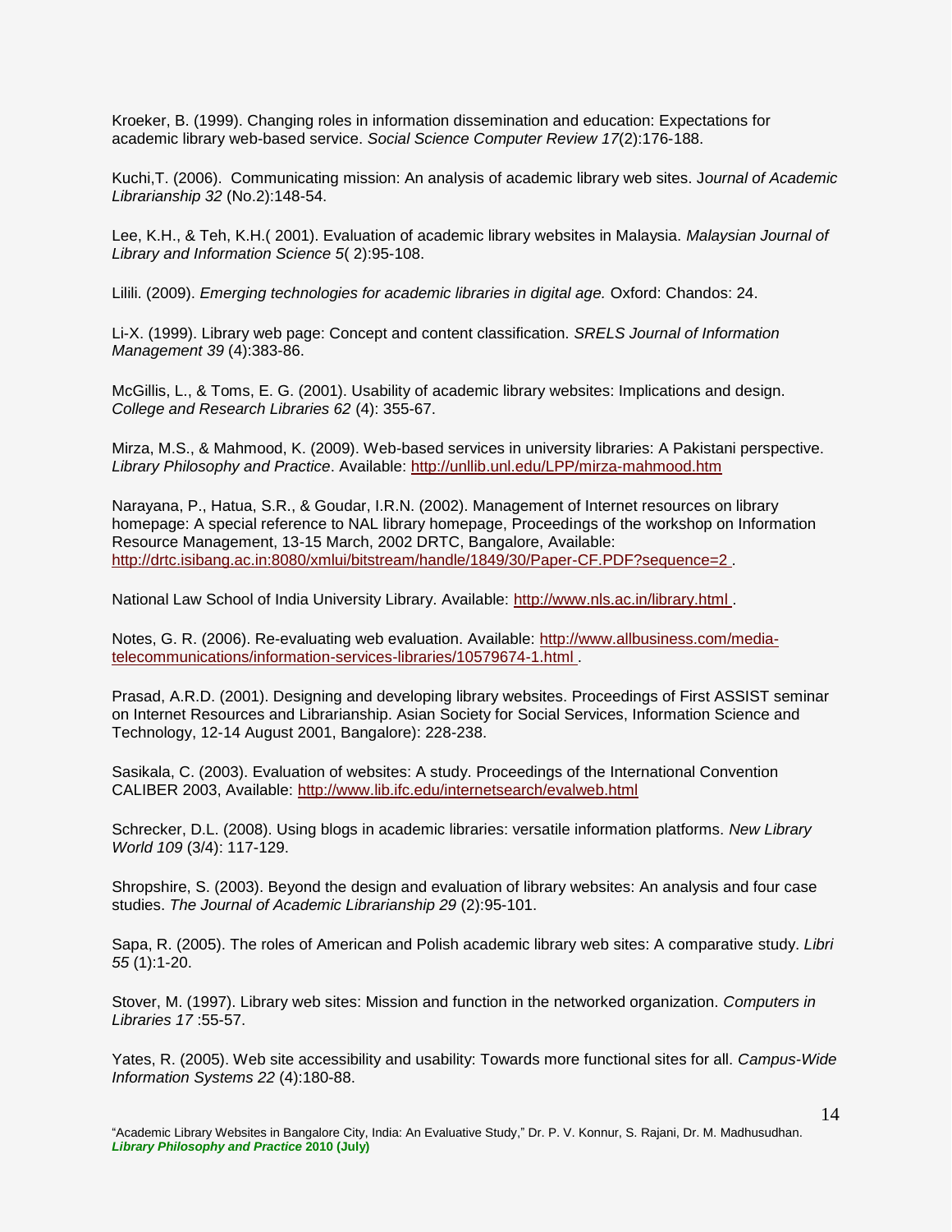Kroeker, B. (1999). Changing roles in information dissemination and education: Expectations for academic library web-based service. *Social Science Computer Review 17*(2):176-188.

Kuchi,T. (2006). Communicating mission: An analysis of academic library web sites. J*ournal of Academic Librarianship 32* (No.2):148-54.

Lee, K.H., & Teh, K.H.( 2001). Evaluation of academic library websites in Malaysia. *Malaysian Journal of Library and Information Science 5*( 2):95-108.

Lilili. (2009). *Emerging technologies for academic libraries in digital age.* Oxford: Chandos: 24.

Li-X. (1999). Library web page: Concept and content classification. *SRELS Journal of Information Management 39* (4):383-86.

McGillis, L., & Toms, E. G. (2001). Usability of academic library websites: Implications and design. *College and Research Libraries 62* (4): 355-67.

Mirza, M.S., & Mahmood, K. (2009). Web-based services in university libraries: A Pakistani perspective. *Library Philosophy and Practice*. Available: http://unllib.unl.edu/LPP/mirza-mahmood.htm

Narayana, P., Hatua, S.R., & Goudar, I.R.N. (2002). Management of Internet resources on library homepage: A special reference to NAL library homepage, Proceedings of the workshop on Information Resource Management, 13-15 March, 2002 DRTC, Bangalore, Available: http://drtc.isibang.ac.in:8080/xmlui/bitstream/handle/1849/30/Paper-CF.PDF?sequence=2 .

National Law School of India University Library. Available: http://www.nls.ac.in/library.html .

Notes, G. R. (2006). Re-evaluating web evaluation. Available: http://www.allbusiness.com/media-telecommunications/information-services-libraries/10579674-1.html .

Prasad, A.R.D. (2001). Designing and developing library websites. Proceedings of First ASSIST seminar on Internet Resources and Librarianship. Asian Society for Social Services, Information Science and Technology, 12-14 August 2001, Bangalore): 228-238.

Sasikala, C. (2003). Evaluation of websites: A study. Proceedings of the International Convention CALIBER 2003, Available: http://www.lib.ifc.edu/internetsearch/evalweb.html

Schrecker, D.L. (2008). Using blogs in academic libraries: versatile information platforms. *New Library World 109* (3/4): 117-129.

Shropshire, S. (2003). Beyond the design and evaluation of library websites: An analysis and four case studies. *The Journal of Academic Librarianship 29* (2):95-101.

Sapa, R. (2005). The roles of American and Polish academic library web sites: A comparative study. *Libri 55* (1):1-20.

Stover, M. (1997). Library web sites: Mission and function in the networked organization. *Computers in Libraries 17* :55-57.

Yates, R. (2005). Web site accessibility and usability: Towards more functional sites for all. *Campus-Wide Information Systems 22* (4):180-88.